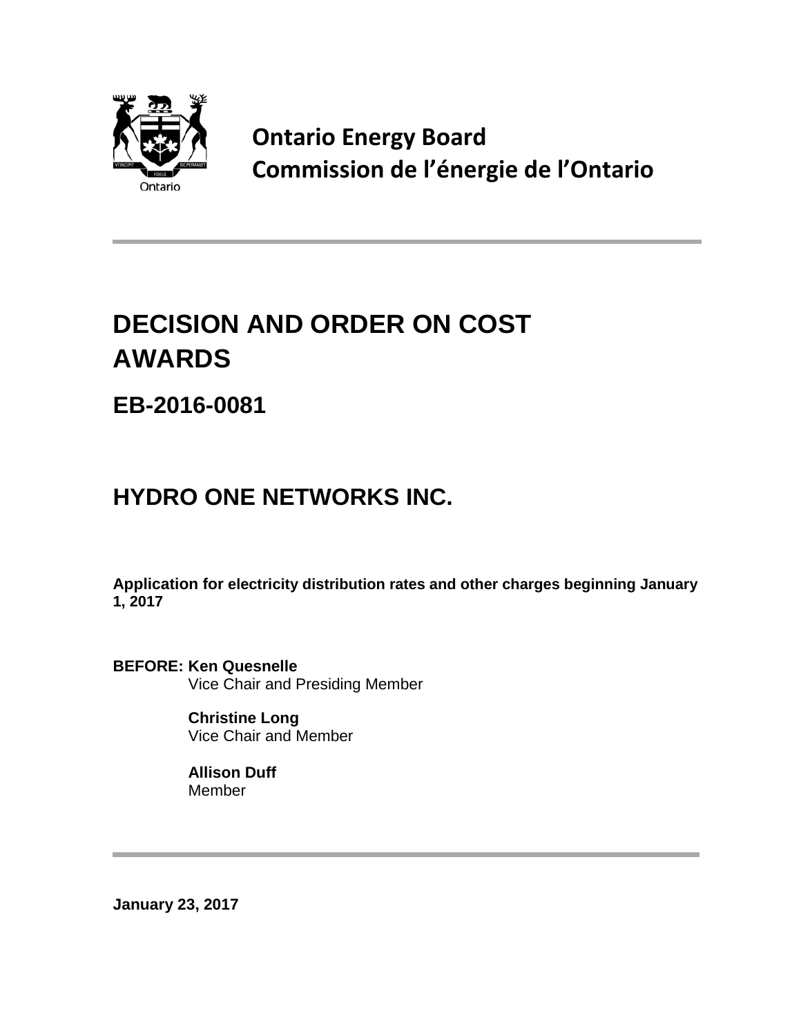Ontario

**Ontario Energy Board**
**Commission de l'énergie de l'Ontario**

# DECISION AND ORDER ON COST AWARDS

## EB-2016-0081

## HYDRO ONE NETWORKS INC.

**Application for electricity distribution rates and other charges beginning January 1, 2017**

**BEFORE: Ken Quesnelle**
Vice Chair and Presiding Member

**Christine Long**
Vice Chair and Member

**Allison Duff**
Member

**January 23, 2017**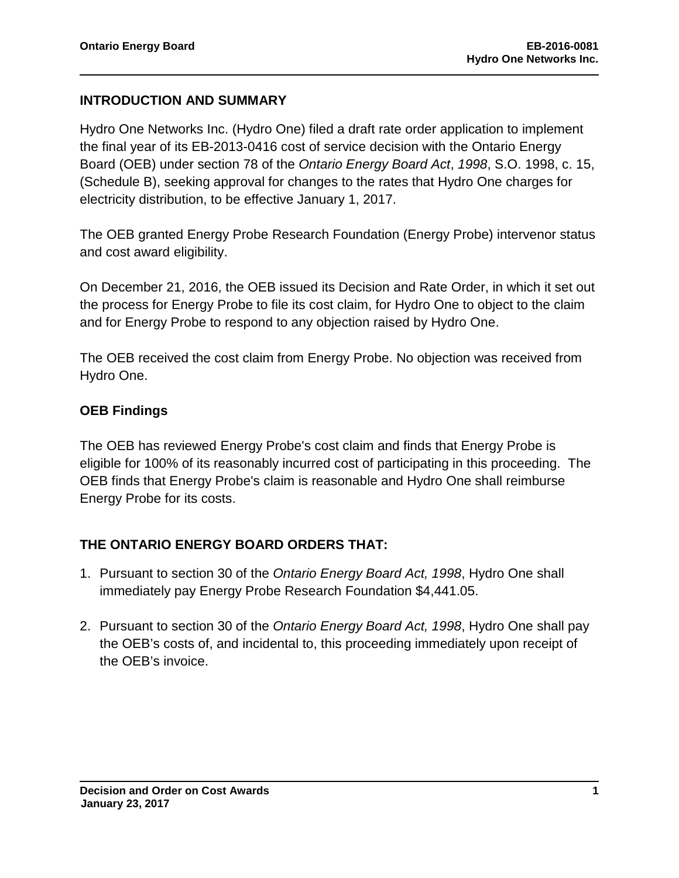## INTRODUCTION AND SUMMARY

Hydro One Networks Inc. (Hydro One) filed a draft rate order application to implement the final year of its EB-2013-0416 cost of service decision with the Ontario Energy Board (OEB) under section 78 of the *Ontario Energy Board Act*, *1998*, S.O. 1998, c. 15, (Schedule B), seeking approval for changes to the rates that Hydro One charges for electricity distribution, to be effective January 1, 2017.

The OEB granted Energy Probe Research Foundation (Energy Probe) intervenor status and cost award eligibility.

On December 21, 2016, the OEB issued its Decision and Rate Order, in which it set out the process for Energy Probe to file its cost claim, for Hydro One to object to the claim and for Energy Probe to respond to any objection raised by Hydro One.

The OEB received the cost claim from Energy Probe. No objection was received from Hydro One.

## OEB Findings

The OEB has reviewed Energy Probe's cost claim and finds that Energy Probe is eligible for 100% of its reasonably incurred cost of participating in this proceeding. The OEB finds that Energy Probe's claim is reasonable and Hydro One shall reimburse Energy Probe for its costs.

## THE ONTARIO ENERGY BOARD ORDERS THAT:

1. Pursuant to section 30 of the *Ontario Energy Board Act, 1998*, Hydro One shall immediately pay Energy Probe Research Foundation $4,441.05.

2. Pursuant to section 30 of the *Ontario Energy Board Act, 1998*, Hydro One shall pay the OEB's costs of, and incidental to, this proceeding immediately upon receipt of the OEB's invoice.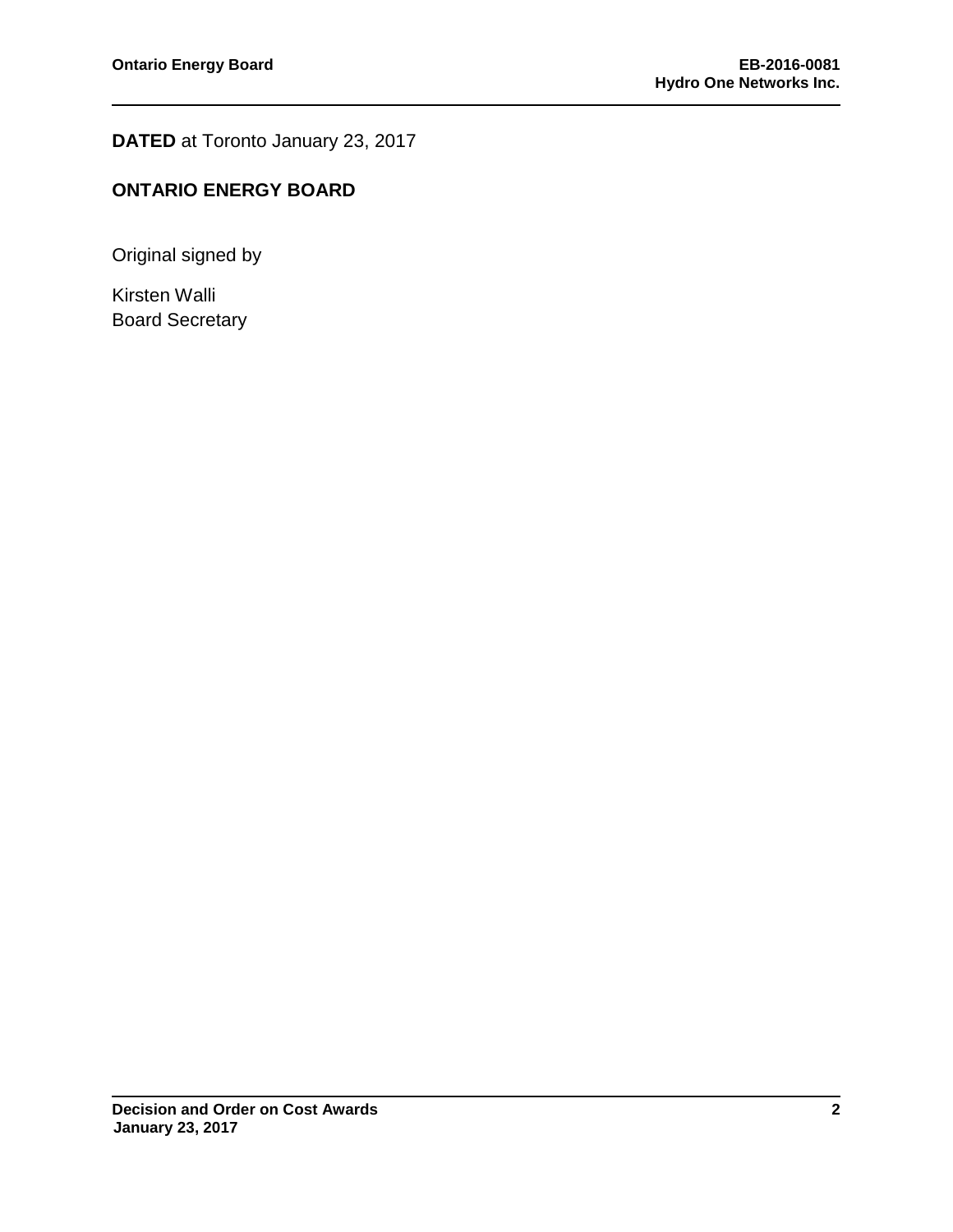**DATED** at Toronto January 23, 2017

**ONTARIO ENERGY BOARD**

Original signed by

Kirsten Walli
Board Secretary